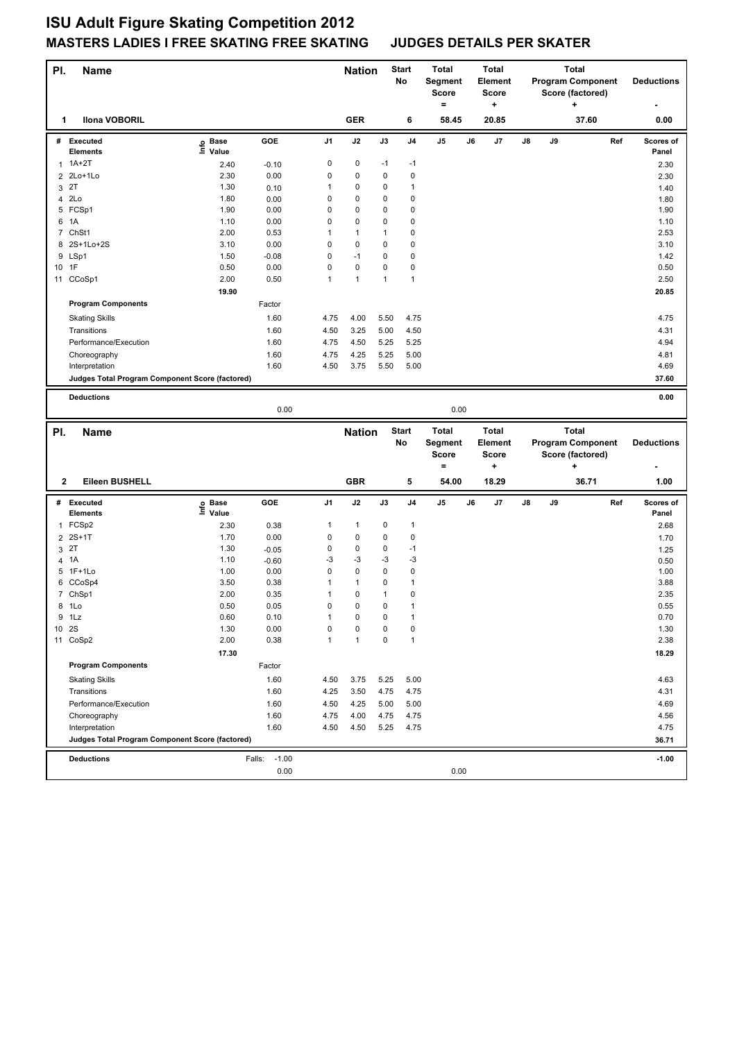# ISU Adult Figure Skating Competition 2012

## MASTERS LADIES I FREE SKATING FREE SKATING JUDGES DETAILS PER SKATER

| Pl. | Name | Nation | Start No | Total Segment Score = | Total Element Score + | Total Program Component Score (factored) + | Deductions - |
|---|---|---|---|---|---|---|---|
| 1 | Ilona VOBORIL | GER | 6 | 58.45 | 20.85 | 37.60 | 0.00 |

| # | Executed Elements | Info | Base Value | GOE | J1 | J2 | J3 | J4 | J5 | J6 | J7 | J8 | J9 | Ref | Scores of Panel |
|---|---|---|---|---|---|---|---|---|---|---|---|---|---|---|---|
| 1 | 1A+2T | | 2.40 | -0.10 | 0 | 0 | -1 | -1 | | | | | | | 2.30 |
| 2 | 2Lo+1Lo | | 2.30 | 0.00 | 0 | 0 | 0 | 0 | | | | | | | 2.30 |
| 3 | 2T | | 1.30 | 0.10 | 1 | 0 | 0 | 1 | | | | | | | 1.40 |
| 4 | 2Lo | | 1.80 | 0.00 | 0 | 0 | 0 | 0 | | | | | | | 1.80 |
| 5 | FCSp1 | | 1.90 | 0.00 | 0 | 0 | 0 | 0 | | | | | | | 1.90 |
| 6 | 1A | | 1.10 | 0.00 | 0 | 0 | 0 | 0 | | | | | | | 1.10 |
| 7 | ChSt1 | | 2.00 | 0.53 | 1 | 1 | 1 | 0 | | | | | | | 2.53 |
| 8 | 2S+1Lo+2S | | 3.10 | 0.00 | 0 | 0 | 0 | 0 | | | | | | | 3.10 |
| 9 | LSp1 | | 1.50 | -0.08 | 0 | -1 | 0 | 0 | | | | | | | 1.42 |
| 10 | 1F | | 0.50 | 0.00 | 0 | 0 | 0 | 0 | | | | | | | 0.50 |
| 11 | CCoSp1 | | 2.00 | 0.50 | 1 | 1 | 1 | 1 | | | | | | | 2.50 |
| | | | 19.90 | | | | | | | | | | | | 20.85 |
| | **Program Components** | | | Factor | | | | | | | | | | | |
| | Skating Skills | | | 1.60 | 4.75 | 4.00 | 5.50 | 4.75 | | | | | | | 4.75 |
| | Transitions | | | 1.60 | 4.50 | 3.25 | 5.00 | 4.50 | | | | | | | 4.31 |
| | Performance/Execution | | | 1.60 | 4.75 | 4.50 | 5.25 | 5.25 | | | | | | | 4.94 |
| | Choreography | | | 1.60 | 4.75 | 4.25 | 5.25 | 5.00 | | | | | | | 4.81 |
| | Interpretation | | | 1.60 | 4.50 | 3.75 | 5.50 | 5.00 | | | | | | | 4.69 |
| | **Judges Total Program Component Score (factored)** | | | | | | | | | | | | | | 37.60 |
| | **Deductions** | | | | | | | | | | | | | | 0.00 |
| | | | | 0.00 | | | | | 0.00 | | | | | | |

| Pl. | Name | Nation | Start No | Total Segment Score = | Total Element Score + | Total Program Component Score (factored) + | Deductions - |
|---|---|---|---|---|---|---|---|
| 2 | Eileen BUSHELL | GBR | 5 | 54.00 | 18.29 | 36.71 | 1.00 |

| # | Executed Elements | Info | Base Value | GOE | J1 | J2 | J3 | J4 | J5 | J6 | J7 | J8 | J9 | Ref | Scores of Panel |
|---|---|---|---|---|---|---|---|---|---|---|---|---|---|---|---|
| 1 | FCSp2 | | 2.30 | 0.38 | 1 | 1 | 0 | 1 | | | | | | | 2.68 |
| 2 | 2S+1T | | 1.70 | 0.00 | 0 | 0 | 0 | 0 | | | | | | | 1.70 |
| 3 | 2T | | 1.30 | -0.05 | 0 | 0 | 0 | -1 | | | | | | | 1.25 |
| 4 | 1A | | 1.10 | -0.60 | -3 | -3 | -3 | -3 | | | | | | | 0.50 |
| 5 | 1F+1Lo | | 1.00 | 0.00 | 0 | 0 | 0 | 0 | | | | | | | 1.00 |
| 6 | CCoSp4 | | 3.50 | 0.38 | 1 | 1 | 0 | 1 | | | | | | | 3.88 |
| 7 | ChSp1 | | 2.00 | 0.35 | 1 | 0 | 1 | 0 | | | | | | | 2.35 |
| 8 | 1Lo | | 0.50 | 0.05 | 0 | 0 | 0 | 1 | | | | | | | 0.55 |
| 9 | 1Lz | | 0.60 | 0.10 | 1 | 0 | 0 | 1 | | | | | | | 0.70 |
| 10 | 2S | | 1.30 | 0.00 | 0 | 0 | 0 | 0 | | | | | | | 1.30 |
| 11 | CoSp2 | | 2.00 | 0.38 | 1 | 1 | 0 | 1 | | | | | | | 2.38 |
| | | | 17.30 | | | | | | | | | | | | 18.29 |
| | **Program Components** | | | Factor | | | | | | | | | | | |
| | Skating Skills | | | 1.60 | 4.50 | 3.75 | 5.25 | 5.00 | | | | | | | 4.63 |
| | Transitions | | | 1.60 | 4.25 | 3.50 | 4.75 | 4.75 | | | | | | | 4.31 |
| | Performance/Execution | | | 1.60 | 4.50 | 4.25 | 5.00 | 5.00 | | | | | | | 4.69 |
| | Choreography | | | 1.60 | 4.75 | 4.00 | 4.75 | 4.75 | | | | | | | 4.56 |
| | Interpretation | | | 1.60 | 4.50 | 4.50 | 5.25 | 4.75 | | | | | | | 4.75 |
| | **Judges Total Program Component Score (factored)** | | | | | | | | | | | | | | 36.71 |
| | **Deductions** | | Falls: | -1.00 | | | | | | | | | | | -1.00 |
| | | | | 0.00 | | | | | 0.00 | | | | | | |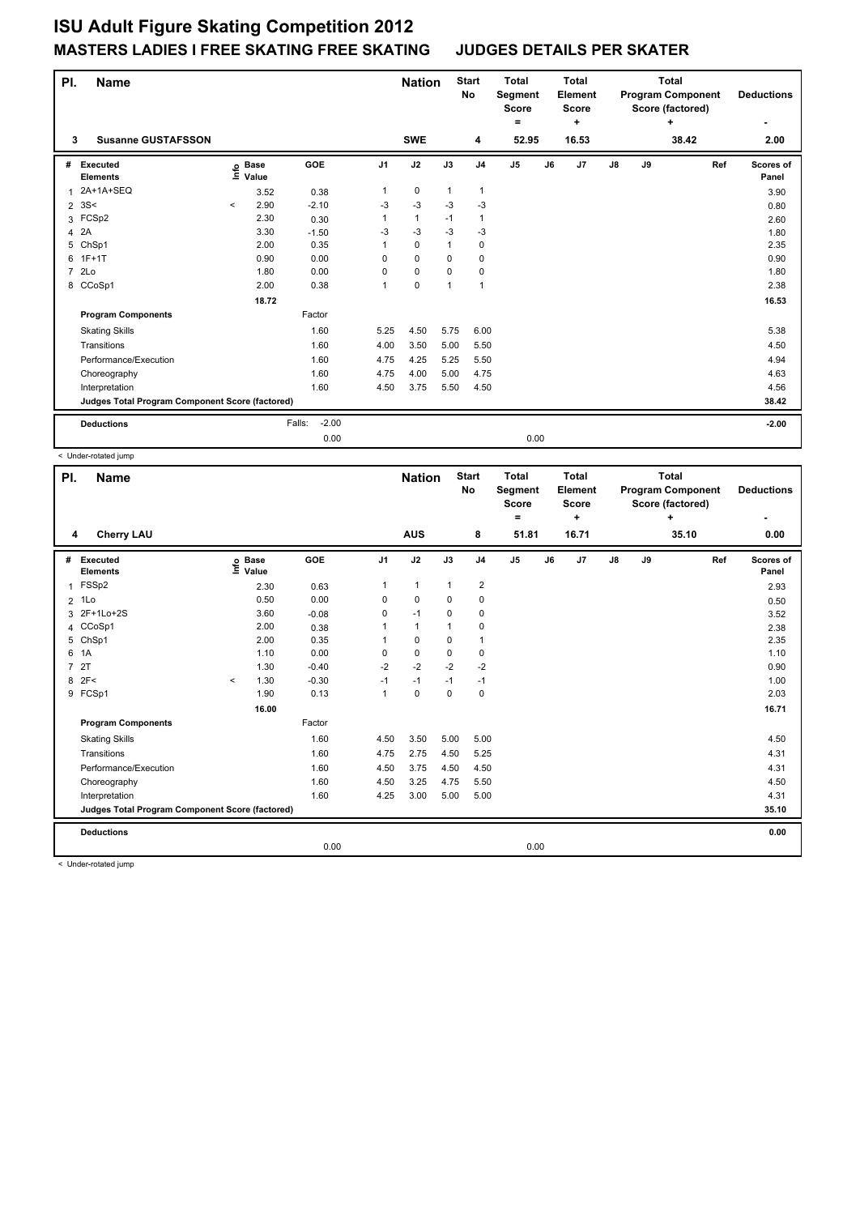# ISU Adult Figure Skating Competition 2012

## MASTERS LADIES I FREE SKATING FREE SKATING — JUDGES DETAILS PER SKATER

| Pl. | Name | Nation | Start No | Total Segment Score = | Total Element Score + | Total Program Component Score (factored) + | Deductions - |
|---|---|---|---|---|---|---|---|
| 3 | Susanne GUSTAFSSON | SWE | 4 | 52.95 | 16.53 | 38.42 | 2.00 |

| # | Executed Elements | Info | Base Value | GOE | J1 | J2 | J3 | J4 | J5 | J6 | J7 | J8 | J9 | Ref | Scores of Panel |
|---|---|---|---|---|---|---|---|---|---|---|---|---|---|---|---|
| 1 | 2A+1A+SEQ | | 3.52 | 0.38 | 1 | 0 | 1 | 1 | | | | | | | 3.90 |
| 2 | 3S< | < | 2.90 | -2.10 | -3 | -3 | -3 | -3 | | | | | | | 0.80 |
| 3 | FCSp2 | | 2.30 | 0.30 | 1 | 1 | -1 | 1 | | | | | | | 2.60 |
| 4 | 2A | | 3.30 | -1.50 | -3 | -3 | -3 | -3 | | | | | | | 1.80 |
| 5 | ChSp1 | | 2.00 | 0.35 | 1 | 0 | 1 | 0 | | | | | | | 2.35 |
| 6 | 1F+1T | | 0.90 | 0.00 | 0 | 0 | 0 | 0 | | | | | | | 0.90 |
| 7 | 2Lo | | 1.80 | 0.00 | 0 | 0 | 0 | 0 | | | | | | | 1.80 |
| 8 | CCoSp1 | | 2.00 | 0.38 | 1 | 0 | 1 | 1 | | | | | | | 2.38 |
| | | | 18.72 | | | | | | | | | | | | 16.53 |
| | **Program Components** | | | Factor | | | | | | | | | | | |
| | Skating Skills | | | 1.60 | 5.25 | 4.50 | 5.75 | 6.00 | | | | | | | 5.38 |
| | Transitions | | | 1.60 | 4.00 | 3.50 | 5.00 | 5.50 | | | | | | | 4.50 |
| | Performance/Execution | | | 1.60 | 4.75 | 4.25 | 5.25 | 5.50 | | | | | | | 4.94 |
| | Choreography | | | 1.60 | 4.75 | 4.00 | 5.00 | 4.75 | | | | | | | 4.63 |
| | Interpretation | | | 1.60 | 4.50 | 3.75 | 5.50 | 4.50 | | | | | | | 4.56 |
| | **Judges Total Program Component Score (factored)** | | | | | | | | | | | | | | 38.42 |
| | **Deductions** | | | Falls: -2.00 | | | | | | | | | | | -2.00 |
| | | | | 0.00 | | | | | 0.00 | | | | | | |

< Under-rotated jump

| Pl. | Name | Nation | Start No | Total Segment Score = | Total Element Score + | Total Program Component Score (factored) + | Deductions - |
|---|---|---|---|---|---|---|---|
| 4 | Cherry LAU | AUS | 8 | 51.81 | 16.71 | 35.10 | 0.00 |

| # | Executed Elements | Info | Base Value | GOE | J1 | J2 | J3 | J4 | J5 | J6 | J7 | J8 | J9 | Ref | Scores of Panel |
|---|---|---|---|---|---|---|---|---|---|---|---|---|---|---|---|
| 1 | FSSp2 | | 2.30 | 0.63 | 1 | 1 | 1 | 2 | | | | | | | 2.93 |
| 2 | 1Lo | | 0.50 | 0.00 | 0 | 0 | 0 | 0 | | | | | | | 0.50 |
| 3 | 2F+1Lo+2S | | 3.60 | -0.08 | 0 | -1 | 0 | 0 | | | | | | | 3.52 |
| 4 | CCoSp1 | | 2.00 | 0.38 | 1 | 1 | 1 | 0 | | | | | | | 2.38 |
| 5 | ChSp1 | | 2.00 | 0.35 | 1 | 0 | 0 | 1 | | | | | | | 2.35 |
| 6 | 1A | | 1.10 | 0.00 | 0 | 0 | 0 | 0 | | | | | | | 1.10 |
| 7 | 2T | | 1.30 | -0.40 | -2 | -2 | -2 | -2 | | | | | | | 0.90 |
| 8 | 2F< | < | 1.30 | -0.30 | -1 | -1 | -1 | -1 | | | | | | | 1.00 |
| 9 | FCSp1 | | 1.90 | 0.13 | 1 | 0 | 0 | 0 | | | | | | | 2.03 |
| | | | 16.00 | | | | | | | | | | | | 16.71 |
| | **Program Components** | | | Factor | | | | | | | | | | | |
| | Skating Skills | | | 1.60 | 4.50 | 3.50 | 5.00 | 5.00 | | | | | | | 4.50 |
| | Transitions | | | 1.60 | 4.75 | 2.75 | 4.50 | 5.25 | | | | | | | 4.31 |
| | Performance/Execution | | | 1.60 | 4.50 | 3.75 | 4.50 | 4.50 | | | | | | | 4.31 |
| | Choreography | | | 1.60 | 4.50 | 3.25 | 4.75 | 5.50 | | | | | | | 4.50 |
| | Interpretation | | | 1.60 | 4.25 | 3.00 | 5.00 | 5.00 | | | | | | | 4.31 |
| | **Judges Total Program Component Score (factored)** | | | | | | | | | | | | | | 35.10 |
| | **Deductions** | | | | | | | | | | | | | | 0.00 |
| | | | | 0.00 | | | | | 0.00 | | | | | | |

< Under-rotated jump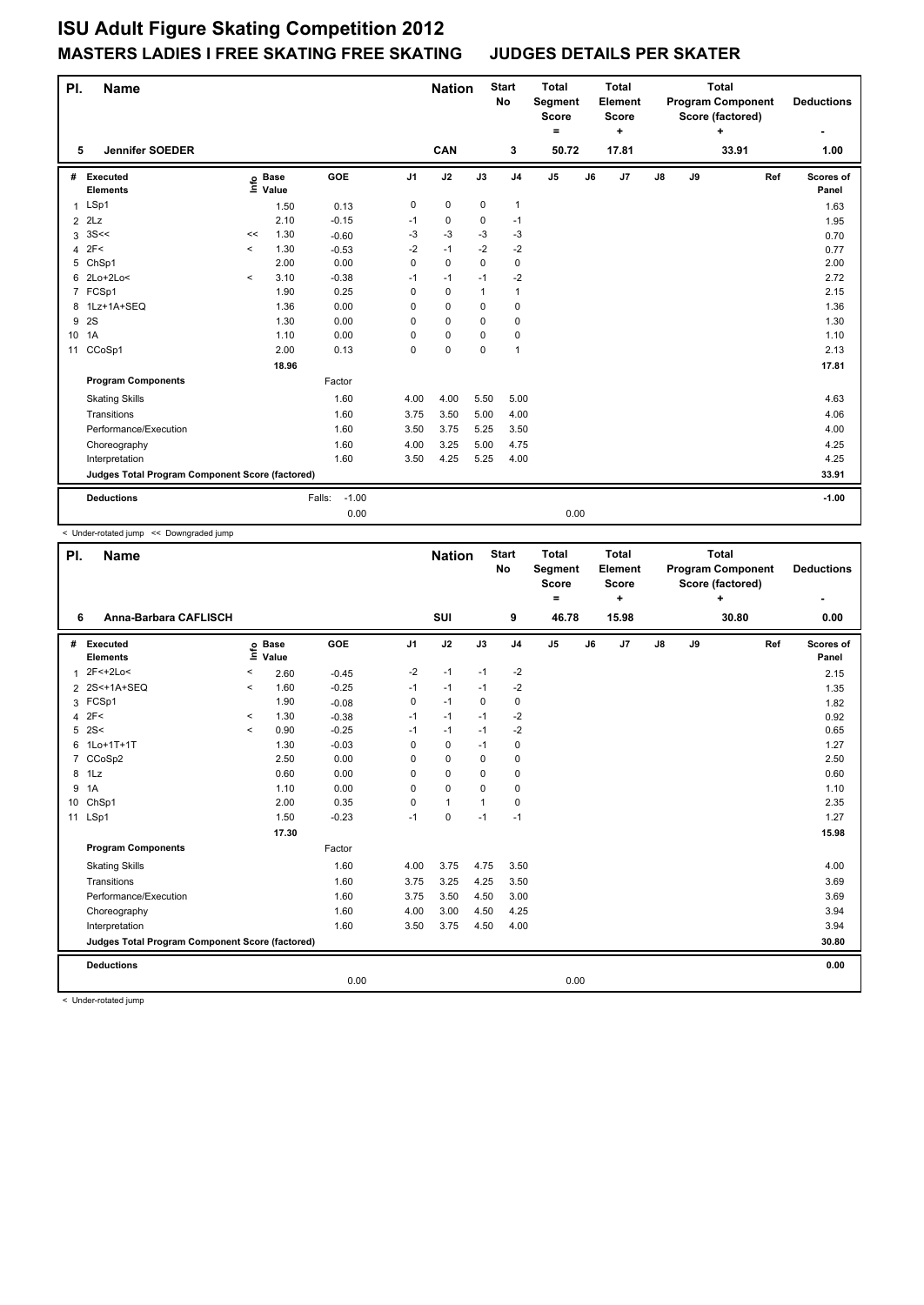# ISU Adult Figure Skating Competition 2012

## MASTERS LADIES I FREE SKATING FREE SKATING JUDGES DETAILS PER SKATER

| Pl. | Name | Nation | Start No | Total Segment Score = | Total Element Score + | Total Program Component Score (factored) + | Deductions - |
|---|---|---|---|---|---|---|---|
| 5 | Jennifer SOEDER | CAN | 3 | 50.72 | 17.81 | 33.91 | 1.00 |

| # | Executed Elements | Info | Base Value | GOE | J1 | J2 | J3 | J4 | J5 | J6 | J7 | J8 | J9 | Ref | Scores of Panel |
|---|---|---|---|---|---|---|---|---|---|---|---|---|---|---|---|
| 1 | LSp1 | | 1.50 | 0.13 | 0 | 0 | 0 | 1 | | | | | | | 1.63 |
| 2 | 2Lz | | 2.10 | -0.15 | -1 | 0 | 0 | -1 | | | | | | | 1.95 |
| 3 | 3S<< | << | 1.30 | -0.60 | -3 | -3 | -3 | -3 | | | | | | | 0.70 |
| 4 | 2F< | < | 1.30 | -0.53 | -2 | -1 | -2 | -2 | | | | | | | 0.77 |
| 5 | ChSp1 | | 2.00 | 0.00 | 0 | 0 | 0 | 0 | | | | | | | 2.00 |
| 6 | 2Lo+2Lo< | < | 3.10 | -0.38 | -1 | -1 | -1 | -2 | | | | | | | 2.72 |
| 7 | FCSp1 | | 1.90 | 0.25 | 0 | 0 | 1 | 1 | | | | | | | 2.15 |
| 8 | 1Lz+1A+SEQ | | 1.36 | 0.00 | 0 | 0 | 0 | 0 | | | | | | | 1.36 |
| 9 | 2S | | 1.30 | 0.00 | 0 | 0 | 0 | 0 | | | | | | | 1.30 |
| 10 | 1A | | 1.10 | 0.00 | 0 | 0 | 0 | 0 | | | | | | | 1.10 |
| 11 | CCoSp1 | | 2.00 | 0.13 | 0 | 0 | 0 | 1 | | | | | | | 2.13 |
| | | | 18.96 | | | | | | | | | | | | 17.81 |
| | **Program Components** | | | Factor | | | | | | | | | | | |
| | Skating Skills | | | 1.60 | 4.00 | 4.00 | 5.50 | 5.00 | | | | | | | 4.63 |
| | Transitions | | | 1.60 | 3.75 | 3.50 | 5.00 | 4.00 | | | | | | | 4.06 |
| | Performance/Execution | | | 1.60 | 3.50 | 3.75 | 5.25 | 3.50 | | | | | | | 4.00 |
| | Choreography | | | 1.60 | 4.00 | 3.25 | 5.00 | 4.75 | | | | | | | 4.25 |
| | Interpretation | | | 1.60 | 3.50 | 4.25 | 5.25 | 4.00 | | | | | | | 4.25 |
| | **Judges Total Program Component Score (factored)** | | | | | | | | | | | | | | 33.91 |
| | **Deductions** | | | Falls: -1.00 | | | | | | | | | | | -1.00 |
| | | | | 0.00 | | | | | 0.00 | | | | | | |

< Under-rotated jump << Downgraded jump

| Pl. | Name | Nation | Start No | Total Segment Score = | Total Element Score + | Total Program Component Score (factored) + | Deductions - |
|---|---|---|---|---|---|---|---|
| 6 | Anna-Barbara CAFLISCH | SUI | 9 | 46.78 | 15.98 | 30.80 | 0.00 |

| # | Executed Elements | Info | Base Value | GOE | J1 | J2 | J3 | J4 | J5 | J6 | J7 | J8 | J9 | Ref | Scores of Panel |
|---|---|---|---|---|---|---|---|---|---|---|---|---|---|---|---|
| 1 | 2F<+2Lo< | < | 2.60 | -0.45 | -2 | -1 | -1 | -2 | | | | | | | 2.15 |
| 2 | 2S<+1A+SEQ | < | 1.60 | -0.25 | -1 | -1 | -1 | -2 | | | | | | | 1.35 |
| 3 | FCSp1 | | 1.90 | -0.08 | 0 | -1 | 0 | 0 | | | | | | | 1.82 |
| 4 | 2F< | < | 1.30 | -0.38 | -1 | -1 | -1 | -2 | | | | | | | 0.92 |
| 5 | 2S< | < | 0.90 | -0.25 | -1 | -1 | -1 | -2 | | | | | | | 0.65 |
| 6 | 1Lo+1T+1T | | 1.30 | -0.03 | 0 | 0 | -1 | 0 | | | | | | | 1.27 |
| 7 | CCoSp2 | | 2.50 | 0.00 | 0 | 0 | 0 | 0 | | | | | | | 2.50 |
| 8 | 1Lz | | 0.60 | 0.00 | 0 | 0 | 0 | 0 | | | | | | | 0.60 |
| 9 | 1A | | 1.10 | 0.00 | 0 | 0 | 0 | 0 | | | | | | | 1.10 |
| 10 | ChSp1 | | 2.00 | 0.35 | 0 | 1 | 1 | 0 | | | | | | | 2.35 |
| 11 | LSp1 | | 1.50 | -0.23 | -1 | 0 | -1 | -1 | | | | | | | 1.27 |
| | | | 17.30 | | | | | | | | | | | | 15.98 |
| | **Program Components** | | | Factor | | | | | | | | | | | |
| | Skating Skills | | | 1.60 | 4.00 | 3.75 | 4.75 | 3.50 | | | | | | | 4.00 |
| | Transitions | | | 1.60 | 3.75 | 3.25 | 4.25 | 3.50 | | | | | | | 3.69 |
| | Performance/Execution | | | 1.60 | 3.75 | 3.50 | 4.50 | 3.00 | | | | | | | 3.69 |
| | Choreography | | | 1.60 | 4.00 | 3.00 | 4.50 | 4.25 | | | | | | | 3.94 |
| | Interpretation | | | 1.60 | 3.50 | 3.75 | 4.50 | 4.00 | | | | | | | 3.94 |
| | **Judges Total Program Component Score (factored)** | | | | | | | | | | | | | | 30.80 |
| | **Deductions** | | | | | | | | | | | | | | 0.00 |
| | | | | 0.00 | | | | | 0.00 | | | | | | |

< Under-rotated jump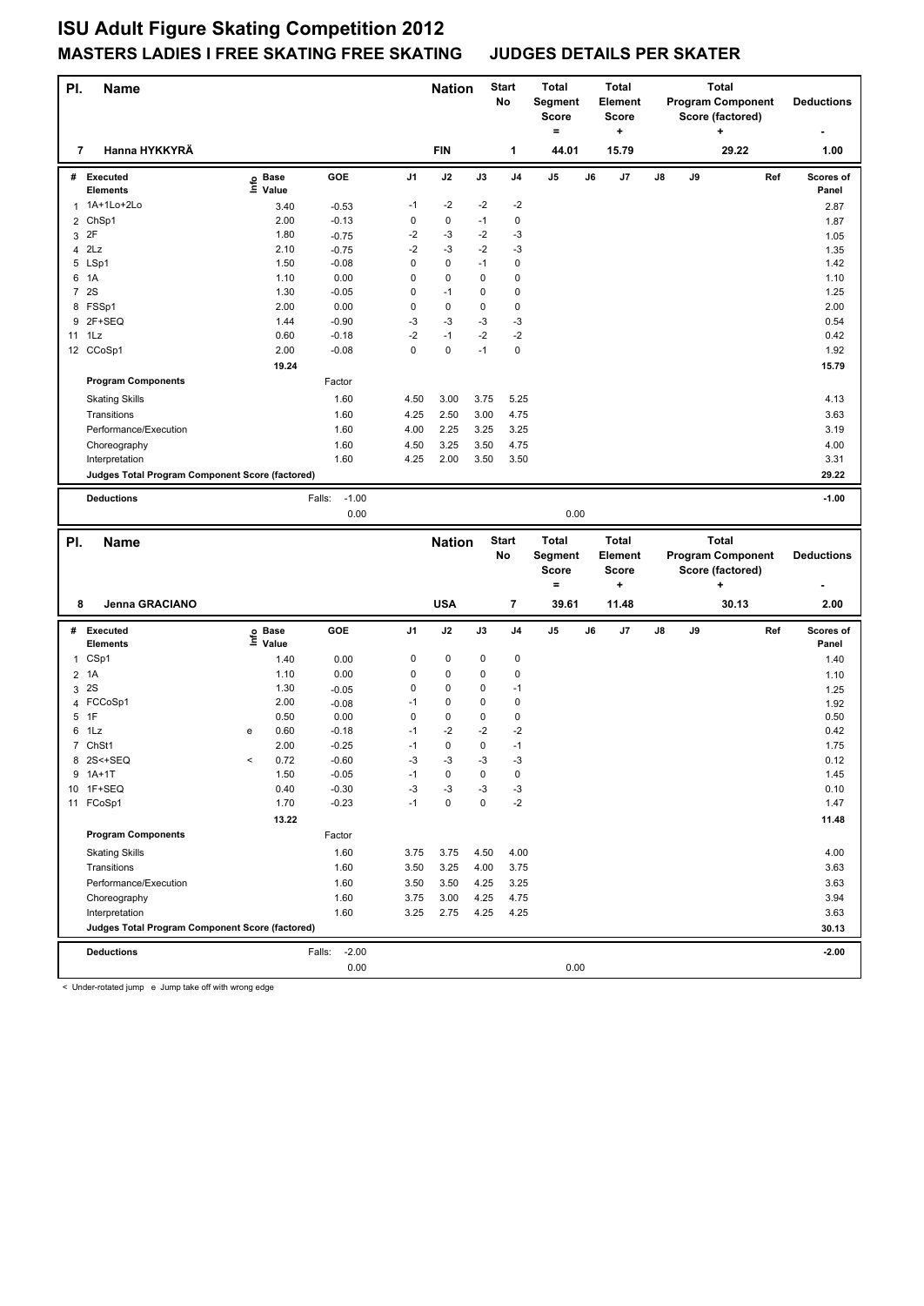# ISU Adult Figure Skating Competition 2012

## MASTERS LADIES I FREE SKATING FREE SKATING    JUDGES DETAILS PER SKATER

| Pl. | Name | Nation | Start No | Total Segment Score = | Total Element Score + | Total Program Component Score (factored) + | Deductions - |
|---|---|---|---|---|---|---|---|
| 7 | Hanna HYKKYRÄ | FIN | 1 | 44.01 | 15.79 | 29.22 | 1.00 |

| # | Executed Elements | Info | Base Value | GOE | J1 | J2 | J3 | J4 | J5 | J6 | J7 | J8 | J9 | Ref | Scores of Panel |
|---|---|---|---|---|---|---|---|---|---|---|---|---|---|---|---|
| 1 | 1A+1Lo+2Lo | | 3.40 | -0.53 | -1 | -2 | -2 | -2 | | | | | | | 2.87 |
| 2 | ChSp1 | | 2.00 | -0.13 | 0 | 0 | -1 | 0 | | | | | | | 1.87 |
| 3 | 2F | | 1.80 | -0.75 | -2 | -3 | -2 | -3 | | | | | | | 1.05 |
| 4 | 2Lz | | 2.10 | -0.75 | -2 | -3 | -2 | -3 | | | | | | | 1.35 |
| 5 | LSp1 | | 1.50 | -0.08 | 0 | 0 | -1 | 0 | | | | | | | 1.42 |
| 6 | 1A | | 1.10 | 0.00 | 0 | 0 | 0 | 0 | | | | | | | 1.10 |
| 7 | 2S | | 1.30 | -0.05 | 0 | -1 | 0 | 0 | | | | | | | 1.25 |
| 8 | FSSp1 | | 2.00 | 0.00 | 0 | 0 | 0 | 0 | | | | | | | 2.00 |
| 9 | 2F+SEQ | | 1.44 | -0.90 | -3 | -3 | -3 | -3 | | | | | | | 0.54 |
| 11 | 1Lz | | 0.60 | -0.18 | -2 | -1 | -2 | -2 | | | | | | | 0.42 |
| 12 | CCoSp1 | | 2.00 | -0.08 | 0 | 0 | -1 | 0 | | | | | | | 1.92 |
| | | | 19.24 | | | | | | | | | | | | 15.79 |
| | **Program Components** | | | Factor | | | | | | | | | | | |
| | Skating Skills | | | 1.60 | 4.50 | 3.00 | 3.75 | 5.25 | | | | | | | 4.13 |
| | Transitions | | | 1.60 | 4.25 | 2.50 | 3.00 | 4.75 | | | | | | | 3.63 |
| | Performance/Execution | | | 1.60 | 4.00 | 2.25 | 3.25 | 3.25 | | | | | | | 3.19 |
| | Choreography | | | 1.60 | 4.50 | 3.25 | 3.50 | 4.75 | | | | | | | 4.00 |
| | Interpretation | | | 1.60 | 4.25 | 2.00 | 3.50 | 3.50 | | | | | | | 3.31 |
| | **Judges Total Program Component Score (factored)** | | | | | | | | | | | | | | 29.22 |
| | **Deductions** | | | Falls: -1.00 | | | | | | | | | | | -1.00 |
| | | | | 0.00 | | | | | 0.00 | | | | | | |

| Pl. | Name | Nation | Start No | Total Segment Score = | Total Element Score + | Total Program Component Score (factored) + | Deductions - |
|---|---|---|---|---|---|---|---|
| 8 | Jenna GRACIANO | USA | 7 | 39.61 | 11.48 | 30.13 | 2.00 |

| # | Executed Elements | Info | Base Value | GOE | J1 | J2 | J3 | J4 | J5 | J6 | J7 | J8 | J9 | Ref | Scores of Panel |
|---|---|---|---|---|---|---|---|---|---|---|---|---|---|---|---|
| 1 | CSp1 | | 1.40 | 0.00 | 0 | 0 | 0 | 0 | | | | | | | 1.40 |
| 2 | 1A | | 1.10 | 0.00 | 0 | 0 | 0 | 0 | | | | | | | 1.10 |
| 3 | 2S | | 1.30 | -0.05 | 0 | 0 | 0 | -1 | | | | | | | 1.25 |
| 4 | FCCoSp1 | | 2.00 | -0.08 | -1 | 0 | 0 | 0 | | | | | | | 1.92 |
| 5 | 1F | | 0.50 | 0.00 | 0 | 0 | 0 | 0 | | | | | | | 0.50 |
| 6 | 1Lz | e | 0.60 | -0.18 | -1 | -2 | -2 | -2 | | | | | | | 0.42 |
| 7 | ChSt1 | | 2.00 | -0.25 | -1 | 0 | 0 | -1 | | | | | | | 1.75 |
| 8 | 2S<+SEQ | < | 0.72 | -0.60 | -3 | -3 | -3 | -3 | | | | | | | 0.12 |
| 9 | 1A+1T | | 1.50 | -0.05 | -1 | 0 | 0 | 0 | | | | | | | 1.45 |
| 10 | 1F+SEQ | | 0.40 | -0.30 | -3 | -3 | -3 | -3 | | | | | | | 0.10 |
| 11 | FCoSp1 | | 1.70 | -0.23 | -1 | 0 | 0 | -2 | | | | | | | 1.47 |
| | | | 13.22 | | | | | | | | | | | | 11.48 |
| | **Program Components** | | | Factor | | | | | | | | | | | |
| | Skating Skills | | | 1.60 | 3.75 | 3.75 | 4.50 | 4.00 | | | | | | | 4.00 |
| | Transitions | | | 1.60 | 3.50 | 3.25 | 4.00 | 3.75 | | | | | | | 3.63 |
| | Performance/Execution | | | 1.60 | 3.50 | 3.50 | 4.25 | 3.25 | | | | | | | 3.63 |
| | Choreography | | | 1.60 | 3.75 | 3.00 | 4.25 | 4.75 | | | | | | | 3.94 |
| | Interpretation | | | 1.60 | 3.25 | 2.75 | 4.25 | 4.25 | | | | | | | 3.63 |
| | **Judges Total Program Component Score (factored)** | | | | | | | | | | | | | | 30.13 |
| | **Deductions** | | | Falls: -2.00 | | | | | | | | | | | -2.00 |
| | | | | 0.00 | | | | | 0.00 | | | | | | |

< Under-rotated jump   e Jump take off with wrong edge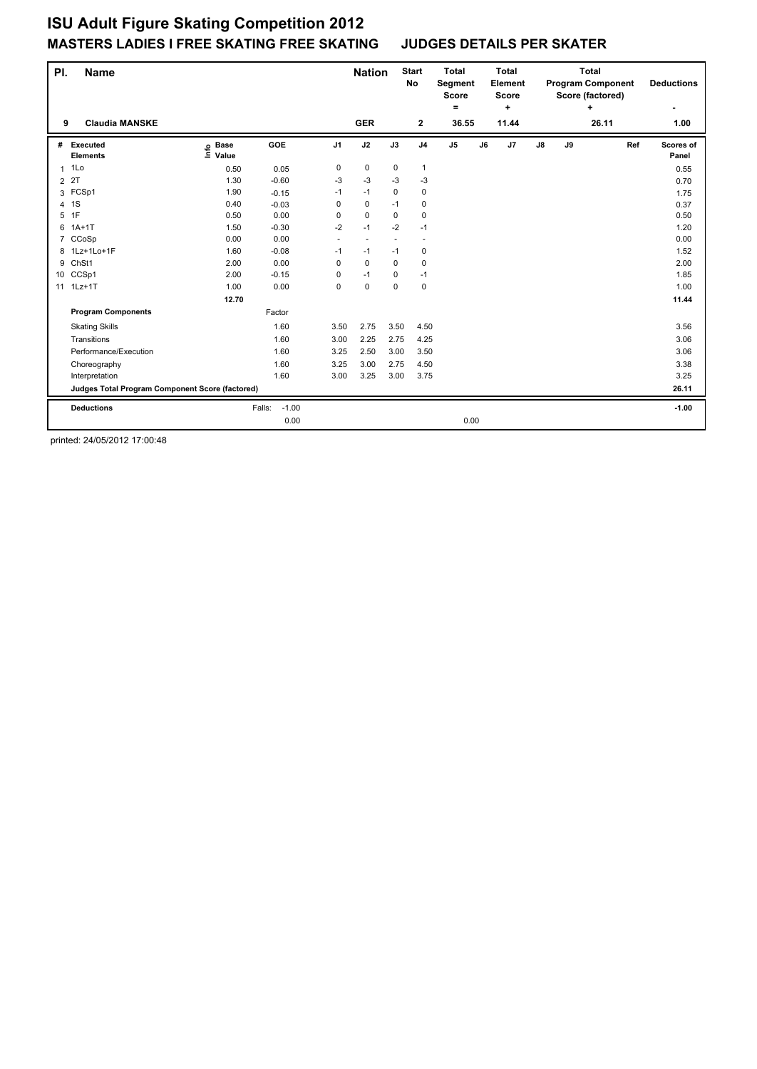# ISU Adult Figure Skating Competition 2012

## MASTERS LADIES I FREE SKATING FREE SKATING JUDGES DETAILS PER SKATER

| Pl. | Name | Nation | Start No | Total Segment Score = | Total Element Score + | Total Program Component Score (factored) + | Deductions - |
|---|---|---|---|---|---|---|---|
| 9 | Claudia MANSKE | GER | 2 | 36.55 | 11.44 | 26.11 | 1.00 |

| # | Executed Elements | Info | Base Value | GOE | J1 | J2 | J3 | J4 | J5 | J6 | J7 | J8 | J9 | Ref | Scores of Panel |
|---|---|---|---|---|---|---|---|---|---|---|---|---|---|---|---|
| 1 | 1Lo | | 0.50 | 0.05 | 0 | 0 | 0 | 1 | | | | | | | 0.55 |
| 2 | 2T | | 1.30 | -0.60 | -3 | -3 | -3 | -3 | | | | | | | 0.70 |
| 3 | FCSp1 | | 1.90 | -0.15 | -1 | -1 | 0 | 0 | | | | | | | 1.75 |
| 4 | 1S | | 0.40 | -0.03 | 0 | 0 | -1 | 0 | | | | | | | 0.37 |
| 5 | 1F | | 0.50 | 0.00 | 0 | 0 | 0 | 0 | | | | | | | 0.50 |
| 6 | 1A+1T | | 1.50 | -0.30 | -2 | -1 | -2 | -1 | | | | | | | 1.20 |
| 7 | CCoSp | | 0.00 | 0.00 | - | - | - | - | | | | | | | 0.00 |
| 8 | 1Lz+1Lo+1F | | 1.60 | -0.08 | -1 | -1 | -1 | 0 | | | | | | | 1.52 |
| 9 | ChSt1 | | 2.00 | 0.00 | 0 | 0 | 0 | 0 | | | | | | | 2.00 |
| 10 | CCSp1 | | 2.00 | -0.15 | 0 | -1 | 0 | -1 | | | | | | | 1.85 |
| 11 | 1Lz+1T | | 1.00 | 0.00 | 0 | 0 | 0 | 0 | | | | | | | 1.00 |
| | | | 12.70 | | | | | | | | | | | | 11.44 |
| | **Program Components** | | | Factor | | | | | | | | | | | |
| | Skating Skills | | | 1.60 | 3.50 | 2.75 | 3.50 | 4.50 | | | | | | | 3.56 |
| | Transitions | | | 1.60 | 3.00 | 2.25 | 2.75 | 4.25 | | | | | | | 3.06 |
| | Performance/Execution | | | 1.60 | 3.25 | 2.50 | 3.00 | 3.50 | | | | | | | 3.06 |
| | Choreography | | | 1.60 | 3.25 | 3.00 | 2.75 | 4.50 | | | | | | | 3.38 |
| | Interpretation | | | 1.60 | 3.00 | 3.25 | 3.00 | 3.75 | | | | | | | 3.25 |
| | **Judges Total Program Component Score (factored)** | | | | | | | | | | | | | | 26.11 |
| | **Deductions** | | | Falls: -1.00 | | | | | | | | | | | -1.00 |
| | | | | 0.00 | | | | | 0.00 | | | | | | |

printed: 24/05/2012 17:00:48